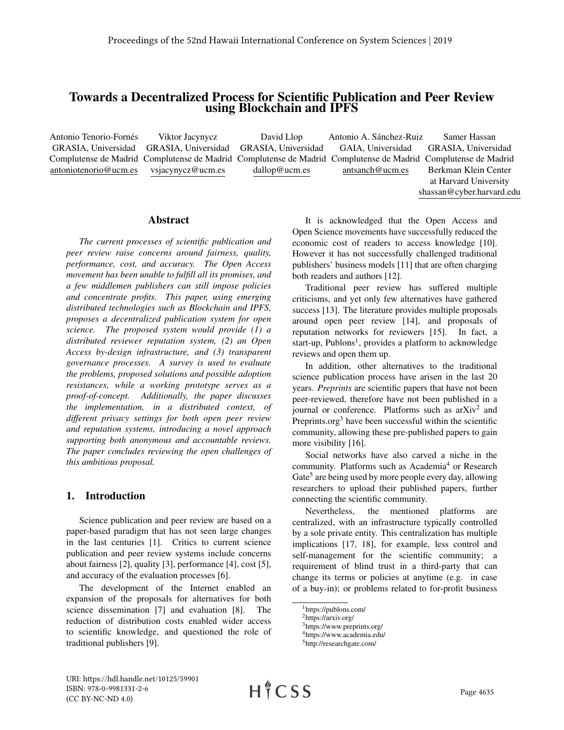# Towards a Decentralized Process for Scientific Publication and Peer Review using Blockchain and IPFS

Antonio Tenorio-Fornés
GRASIA, Universidad Complutense de Madrid
antoniotenorio@ucm.es

Viktor Jacynycz
GRASIA, Universidad Complutense de Madrid
vsjacynycz@ucm.es

David Llop
GRASIA, Universidad Complutense de Madrid
dallop@ucm.es

Antonio A. Sánchez-Ruiz
GAIA, Universidad Complutense de Madrid
antsanch@ucm.es

Samer Hassan
GRASIA, Universidad Complutense de Madrid
Berkman Klein Center at Harvard University
shassan@cyber.harvard.edu

## Abstract

*The current processes of scientific publication and peer review raise concerns around fairness, quality, performance, cost, and accuracy. The Open Access movement has been unable to fulfill all its promises, and a few middlemen publishers can still impose policies and concentrate profits. This paper, using emerging distributed technologies such as Blockchain and IPFS, proposes a decentralized publication system for open science. The proposed system would provide (1) a distributed reviewer reputation system, (2) an Open Access by-design infrastructure, and (3) transparent governance processes. A survey is used to evaluate the problems, proposed solutions and possible adoption resistances, while a working prototype serves as a proof-of-concept. Additionally, the paper discusses the implementation, in a distributed context, of different privacy settings for both open peer review and reputation systems, introducing a novel approach supporting both anonymous and accountable reviews. The paper concludes reviewing the open challenges of this ambitious proposal.*

## 1. Introduction

Science publication and peer review are based on a paper-based paradigm that has not seen large changes in the last centuries [1]. Critics to current science publication and peer review systems include concerns about fairness [2], quality [3], performance [4], cost [5], and accuracy of the evaluation processes [6].

The development of the Internet enabled an expansion of the proposals for alternatives for both science dissemination [7] and evaluation [8]. The reduction of distribution costs enabled wider access to scientific knowledge, and questioned the role of traditional publishers [9].

It is acknowledged that the Open Access and Open Science movements have successfully reduced the economic cost of readers to access knowledge [10]. However it has not successfully challenged traditional publishers' business models [11] that are often charging both readers and authors [12].

Traditional peer review has suffered multiple criticisms, and yet only few alternatives have gathered success [13]. The literature provides multiple proposals around open peer review [14], and proposals of reputation networks for reviewers [15]. In fact, a start-up, Publons[1], provides a platform to acknowledge reviews and open them up.

In addition, other alternatives to the traditional science publication process have arisen in the last 20 years. *Preprints* are scientific papers that have not been peer-reviewed, therefore have not been published in a journal or conference. Platforms such as arXiv[2] and Preprints.org[3] have been successful within the scientific community, allowing these pre-published papers to gain more visibility [16].

Social networks have also carved a niche in the community. Platforms such as Academia[4] or Research Gate[5] are being used by more people every day, allowing researchers to upload their published papers, further connecting the scientific community.

Nevertheless, the mentioned platforms are centralized, with an infrastructure typically controlled by a sole private entity. This centralization has multiple implications [17, 18], for example, less control and self-management for the scientific community; a requirement of blind trust in a third-party that can change its terms or policies at anytime (e.g. in case of a buy-in); or problems related to for-profit business

[1] https://publons.com/
[2] https://arxiv.org/
[3] https://www.preprints.org/
[4] https://www.academia.edu/
[5] http://researchgate.com/

URI: https://hdl.handle.net/10125/59901
ISBN: 978-0-9981331-2-6
(CC BY-NC-ND 4.0)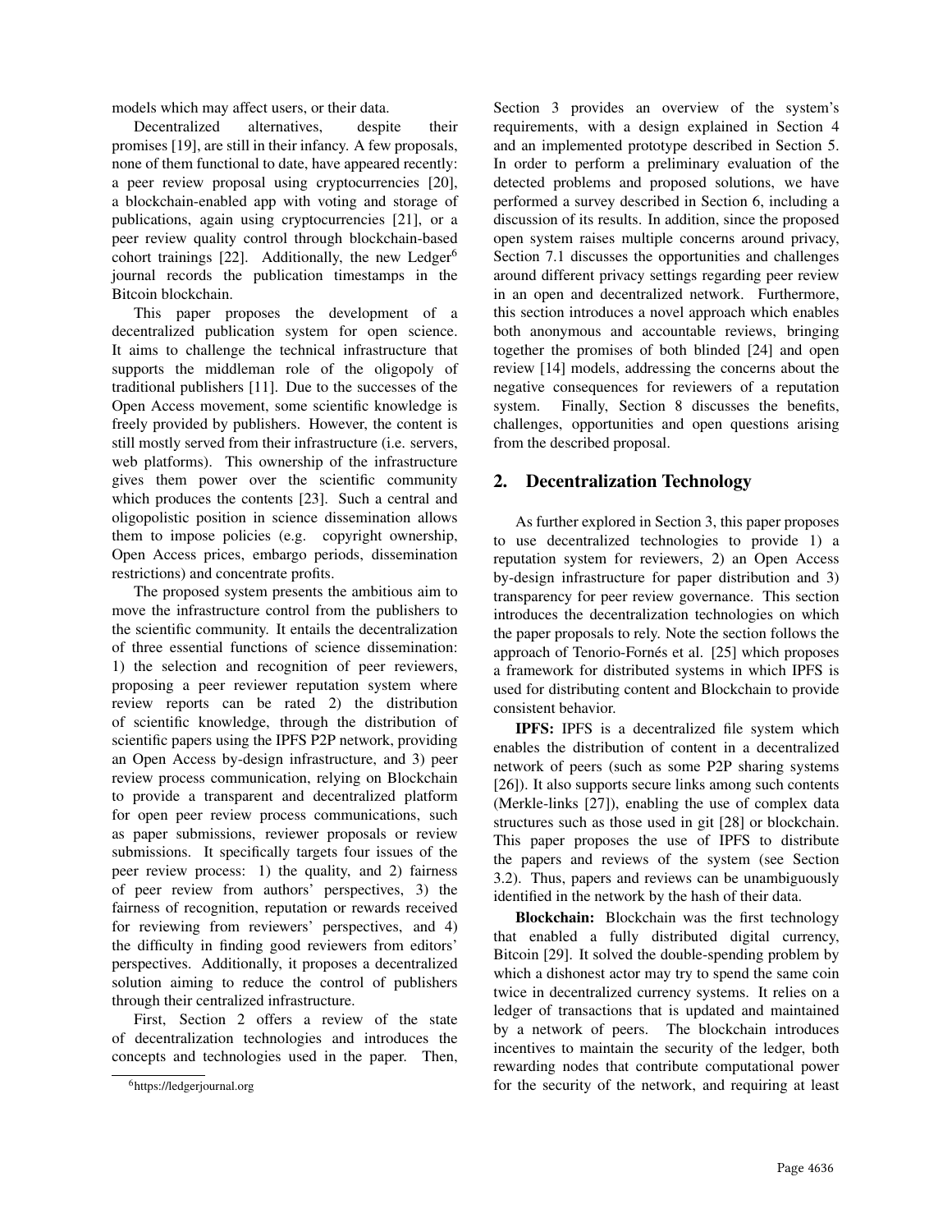models which may affect users, or their data.

Decentralized alternatives, despite their promises [19], are still in their infancy. A few proposals, none of them functional to date, have appeared recently: a peer review proposal using cryptocurrencies [20], a blockchain-enabled app with voting and storage of publications, again using cryptocurrencies [21], or a peer review quality control through blockchain-based cohort trainings [22]. Additionally, the new Ledger[6] journal records the publication timestamps in the Bitcoin blockchain.

This paper proposes the development of a decentralized publication system for open science. It aims to challenge the technical infrastructure that supports the middleman role of the oligopoly of traditional publishers [11]. Due to the successes of the Open Access movement, some scientific knowledge is freely provided by publishers. However, the content is still mostly served from their infrastructure (i.e. servers, web platforms). This ownership of the infrastructure gives them power over the scientific community which produces the contents [23]. Such a central and oligopolistic position in science dissemination allows them to impose policies (e.g. copyright ownership, Open Access prices, embargo periods, dissemination restrictions) and concentrate profits.

The proposed system presents the ambitious aim to move the infrastructure control from the publishers to the scientific community. It entails the decentralization of three essential functions of science dissemination: 1) the selection and recognition of peer reviewers, proposing a peer reviewer reputation system where review reports can be rated 2) the distribution of scientific knowledge, through the distribution of scientific papers using the IPFS P2P network, providing an Open Access by-design infrastructure, and 3) peer review process communication, relying on Blockchain to provide a transparent and decentralized platform for open peer review process communications, such as paper submissions, reviewer proposals or review submissions. It specifically targets four issues of the peer review process: 1) the quality, and 2) fairness of peer review from authors' perspectives, 3) the fairness of recognition, reputation or rewards received for reviewing from reviewers' perspectives, and 4) the difficulty in finding good reviewers from editors' perspectives. Additionally, it proposes a decentralized solution aiming to reduce the control of publishers through their centralized infrastructure.

First, Section 2 offers a review of the state of decentralization technologies and introduces the concepts and technologies used in the paper. Then, Section 3 provides an overview of the system's requirements, with a design explained in Section 4 and an implemented prototype described in Section 5. In order to perform a preliminary evaluation of the detected problems and proposed solutions, we have performed a survey described in Section 6, including a discussion of its results. In addition, since the proposed open system raises multiple concerns around privacy, Section 7.1 discusses the opportunities and challenges around different privacy settings regarding peer review in an open and decentralized network. Furthermore, this section introduces a novel approach which enables both anonymous and accountable reviews, bringing together the promises of both blinded [24] and open review [14] models, addressing the concerns about the negative consequences for reviewers of a reputation system. Finally, Section 8 discusses the benefits, challenges, opportunities and open questions arising from the described proposal.

[6] https://ledgerjournal.org

## 2. Decentralization Technology

As further explored in Section 3, this paper proposes to use decentralized technologies to provide 1) a reputation system for reviewers, 2) an Open Access by-design infrastructure for paper distribution and 3) transparency for peer review governance. This section introduces the decentralization technologies on which the paper proposals to rely. Note the section follows the approach of Tenorio-Fornés et al. [25] which proposes a framework for distributed systems in which IPFS is used for distributing content and Blockchain to provide consistent behavior.

**IPFS:** IPFS is a decentralized file system which enables the distribution of content in a decentralized network of peers (such as some P2P sharing systems [26]). It also supports secure links among such contents (Merkle-links [27]), enabling the use of complex data structures such as those used in git [28] or blockchain. This paper proposes the use of IPFS to distribute the papers and reviews of the system (see Section 3.2). Thus, papers and reviews can be unambiguously identified in the network by the hash of their data.

**Blockchain:** Blockchain was the first technology that enabled a fully distributed digital currency, Bitcoin [29]. It solved the double-spending problem by which a dishonest actor may try to spend the same coin twice in decentralized currency systems. It relies on a ledger of transactions that is updated and maintained by a network of peers. The blockchain introduces incentives to maintain the security of the ledger, both rewarding nodes that contribute computational power for the security of the network, and requiring at least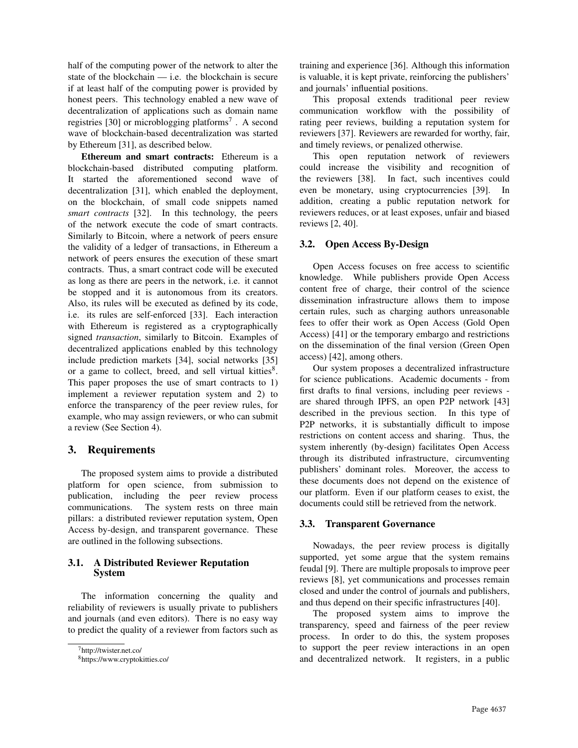half of the computing power of the network to alter the state of the blockchain — i.e. the blockchain is secure if at least half of the computing power is provided by honest peers. This technology enabled a new wave of decentralization of applications such as domain name registries [30] or microblogging platforms[7]. A second wave of blockchain-based decentralization was started by Ethereum [31], as described below.

**Ethereum and smart contracts:** Ethereum is a blockchain-based distributed computing platform. It started the aforementioned second wave of decentralization [31], which enabled the deployment, on the blockchain, of small code snippets named *smart contracts* [32]. In this technology, the peers of the network execute the code of smart contracts. Similarly to Bitcoin, where a network of peers ensure the validity of a ledger of transactions, in Ethereum a network of peers ensures the execution of these smart contracts. Thus, a smart contract code will be executed as long as there are peers in the network, i.e. it cannot be stopped and it is autonomous from its creators. Also, its rules will be executed as defined by its code, i.e. its rules are self-enforced [33]. Each interaction with Ethereum is registered as a cryptographically signed *transaction*, similarly to Bitcoin. Examples of decentralized applications enabled by this technology include prediction markets [34], social networks [35] or a game to collect, breed, and sell virtual kitties[8]. This paper proposes the use of smart contracts to 1) implement a reviewer reputation system and 2) to enforce the transparency of the peer review rules, for example, who may assign reviewers, or who can submit a review (See Section 4).

[7] http://twister.net.co/

[8] https://www.cryptokitties.co/

## 3. Requirements

The proposed system aims to provide a distributed platform for open science, from submission to publication, including the peer review process communications. The system rests on three main pillars: a distributed reviewer reputation system, Open Access by-design, and transparent governance. These are outlined in the following subsections.

### 3.1. A Distributed Reviewer Reputation System

The information concerning the quality and reliability of reviewers is usually private to publishers and journals (and even editors). There is no easy way to predict the quality of a reviewer from factors such as training and experience [36]. Although this information is valuable, it is kept private, reinforcing the publishers' and journals' influential positions.

This proposal extends traditional peer review communication workflow with the possibility of rating peer reviews, building a reputation system for reviewers [37]. Reviewers are rewarded for worthy, fair, and timely reviews, or penalized otherwise.

This open reputation network of reviewers could increase the visibility and recognition of the reviewers [38]. In fact, such incentives could even be monetary, using cryptocurrencies [39]. In addition, creating a public reputation network for reviewers reduces, or at least exposes, unfair and biased reviews [2, 40].

### 3.2. Open Access By-Design

Open Access focuses on free access to scientific knowledge. While publishers provide Open Access content free of charge, their control of the science dissemination infrastructure allows them to impose certain rules, such as charging authors unreasonable fees to offer their work as Open Access (Gold Open Access) [41] or the temporary embargo and restrictions on the dissemination of the final version (Green Open access) [42], among others.

Our system proposes a decentralized infrastructure for science publications. Academic documents - from first drafts to final versions, including peer reviews - are shared through IPFS, an open P2P network [43] described in the previous section. In this type of P2P networks, it is substantially difficult to impose restrictions on content access and sharing. Thus, the system inherently (by-design) facilitates Open Access through its distributed infrastructure, circumventing publishers' dominant roles. Moreover, the access to these documents does not depend on the existence of our platform. Even if our platform ceases to exist, the documents could still be retrieved from the network.

### 3.3. Transparent Governance

Nowadays, the peer review process is digitally supported, yet some argue that the system remains feudal [9]. There are multiple proposals to improve peer reviews [8], yet communications and processes remain closed and under the control of journals and publishers, and thus depend on their specific infrastructures [40].

The proposed system aims to improve the transparency, speed and fairness of the peer review process. In order to do this, the system proposes to support the peer review interactions in an open and decentralized network. It registers, in a public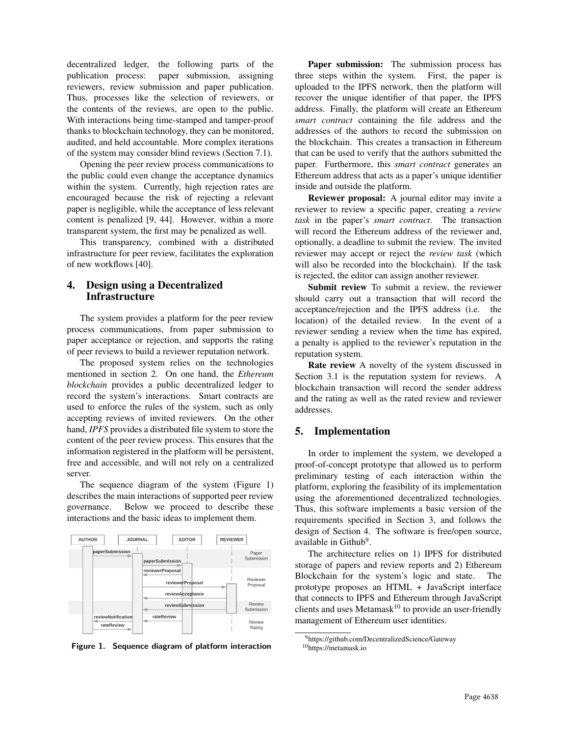decentralized ledger, the following parts of the publication process: paper submission, assigning reviewers, review submission and paper publication. Thus, processes like the selection of reviewers, or the contents of the reviews, are open to the public. With interactions being time-stamped and tamper-proof thanks to blockchain technology, they can be monitored, audited, and held accountable. More complex iterations of the system may consider blind reviews (Section 7.1).

Opening the peer review process communications to the public could even change the acceptance dynamics within the system. Currently, high rejection rates are encouraged because the risk of rejecting a relevant paper is negligible, while the acceptance of less relevant content is penalized [9, 44]. However, within a more transparent system, the first may be penalized as well.

This transparency, combined with a distributed infrastructure for peer review, facilitates the exploration of new workflows [40].

## 4. Design using a Decentralized Infrastructure

The system provides a platform for the peer review process communications, from paper submission to paper acceptance or rejection, and supports the rating of peer reviews to build a reviewer reputation network.

The proposed system relies on the technologies mentioned in section 2. On one hand, the *Ethereum blockchain* provides a public decentralized ledger to record the system's interactions. Smart contracts are used to enforce the rules of the system, such as only accepting reviews of invited reviewers. On the other hand, *IPFS* provides a distributed file system to store the content of the peer review process. This ensures that the information registered in the platform will be persistent, free and accessible, and will not rely on a centralized server.

The sequence diagram of the system (Figure 1) describes the main interactions of supported peer review governance. Below we proceed to describe these interactions and the basic ideas to implement them.

Figure 1. Sequence diagram of platform interaction

**Paper submission:** The submission process has three steps within the system. First, the paper is uploaded to the IPFS network, then the platform will recover the unique identifier of that paper, the IPFS address. Finally, the platform will create an Ethereum *smart contract* containing the file address and the addresses of the authors to record the submission on the blockchain. This creates a transaction in Ethereum that can be used to verify that the authors submitted the paper. Furthermore, this *smart contract* generates an Ethereum address that acts as a paper's unique identifier inside and outside the platform.

**Reviewer proposal:** A journal editor may invite a reviewer to review a specific paper, creating a *review task* in the paper's *smart contract*. The transaction will record the Ethereum address of the reviewer and, optionally, a deadline to submit the review. The invited reviewer may accept or reject the *review task* (which will also be recorded into the blockchain). If the task is rejected, the editor can assign another reviewer.

**Submit review** To submit a review, the reviewer should carry out a transaction that will record the acceptance/rejection and the IPFS address (i.e. the location) of the detailed review. In the event of a reviewer sending a review when the time has expired, a penalty is applied to the reviewer's reputation in the reputation system.

**Rate review** A novelty of the system discussed in Section 3.1 is the reputation system for reviews. A blockchain transaction will record the sender address and the rating as well as the rated review and reviewer addresses.

## 5. Implementation

In order to implement the system, we developed a proof-of-concept prototype that allowed us to perform preliminary testing of each interaction within the platform, exploring the feasibility of its implementation using the aforementioned decentralized technologies. Thus, this software implements a basic version of the requirements specified in Section 3, and follows the design of Section 4. The software is free/open source, available in Github[9].

The architecture relies on 1) IPFS for distributed storage of papers and review reports and 2) Ethereum Blockchain for the system's logic and state. The prototype proposes an HTML + JavaScript interface that connects to IPFS and Ethereum through JavaScript clients and uses Metamask[10] to provide an user-friendly management of Ethereum user identities.

[9] https://github.com/DecentralizedScience/Gateway

[10] https://metamask.io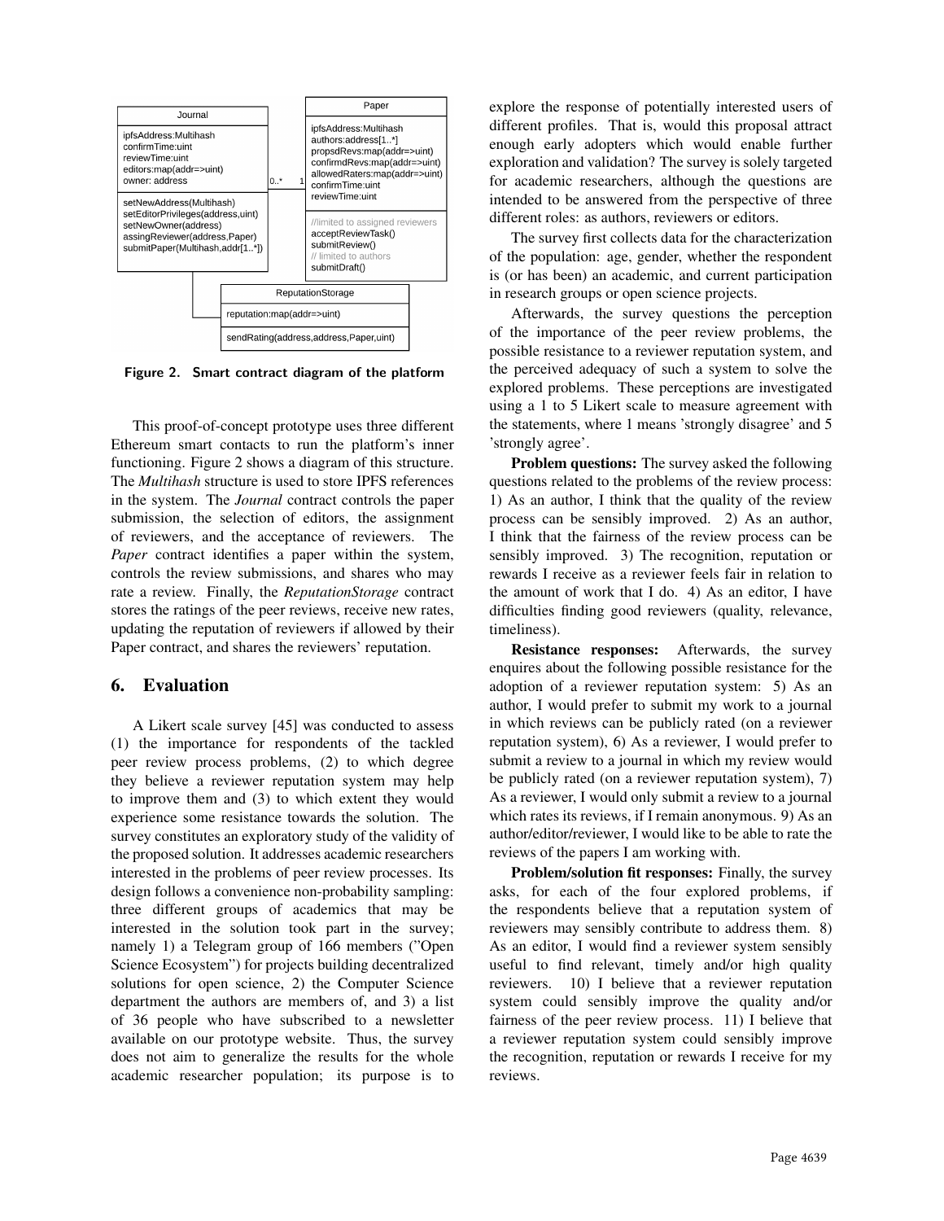Figure 2. Smart contract diagram of the platform

This proof-of-concept prototype uses three different Ethereum smart contacts to run the platform's inner functioning. Figure 2 shows a diagram of this structure. The *Multihash* structure is used to store IPFS references in the system. The *Journal* contract controls the paper submission, the selection of editors, the assignment of reviewers, and the acceptance of reviewers. The *Paper* contract identifies a paper within the system, controls the review submissions, and shares who may rate a review. Finally, the *ReputationStorage* contract stores the ratings of the peer reviews, receive new rates, updating the reputation of reviewers if allowed by their Paper contract, and shares the reviewers' reputation.

## 6. Evaluation

A Likert scale survey [45] was conducted to assess (1) the importance for respondents of the tackled peer review process problems, (2) to which degree they believe a reviewer reputation system may help to improve them and (3) to which extent they would experience some resistance towards the solution. The survey constitutes an exploratory study of the validity of the proposed solution. It addresses academic researchers interested in the problems of peer review processes. Its design follows a convenience non-probability sampling: three different groups of academics that may be interested in the solution took part in the survey; namely 1) a Telegram group of 166 members ("Open Science Ecosystem") for projects building decentralized solutions for open science, 2) the Computer Science department the authors are members of, and 3) a list of 36 people who have subscribed to a newsletter available on our prototype website. Thus, the survey does not aim to generalize the results for the whole academic researcher population; its purpose is to explore the response of potentially interested users of different profiles. That is, would this proposal attract enough early adopters which would enable further exploration and validation? The survey is solely targeted for academic researchers, although the questions are intended to be answered from the perspective of three different roles: as authors, reviewers or editors.

The survey first collects data for the characterization of the population: age, gender, whether the respondent is (or has been) an academic, and current participation in research groups or open science projects.

Afterwards, the survey questions the perception of the importance of the peer review problems, the possible resistance to a reviewer reputation system, and the perceived adequacy of such a system to solve the explored problems. These perceptions are investigated using a 1 to 5 Likert scale to measure agreement with the statements, where 1 means 'strongly disagree' and 5 'strongly agree'.

**Problem questions:** The survey asked the following questions related to the problems of the review process: 1) As an author, I think that the quality of the review process can be sensibly improved. 2) As an author, I think that the fairness of the review process can be sensibly improved. 3) The recognition, reputation or rewards I receive as a reviewer feels fair in relation to the amount of work that I do. 4) As an editor, I have difficulties finding good reviewers (quality, relevance, timeliness).

**Resistance responses:** Afterwards, the survey enquires about the following possible resistance for the adoption of a reviewer reputation system: 5) As an author, I would prefer to submit my work to a journal in which reviews can be publicly rated (on a reviewer reputation system), 6) As a reviewer, I would prefer to submit a review to a journal in which my review would be publicly rated (on a reviewer reputation system), 7) As a reviewer, I would only submit a review to a journal which rates its reviews, if I remain anonymous. 9) As an author/editor/reviewer, I would like to be able to rate the reviews of the papers I am working with.

**Problem/solution fit responses:** Finally, the survey asks, for each of the four explored problems, if the respondents believe that a reputation system of reviewers may sensibly contribute to address them. 8) As an editor, I would find a reviewer system sensibly useful to find relevant, timely and/or high quality reviewers. 10) I believe that a reviewer reputation system could sensibly improve the quality and/or fairness of the peer review process. 11) I believe that a reviewer reputation system could sensibly improve the recognition, reputation or rewards I receive for my reviews.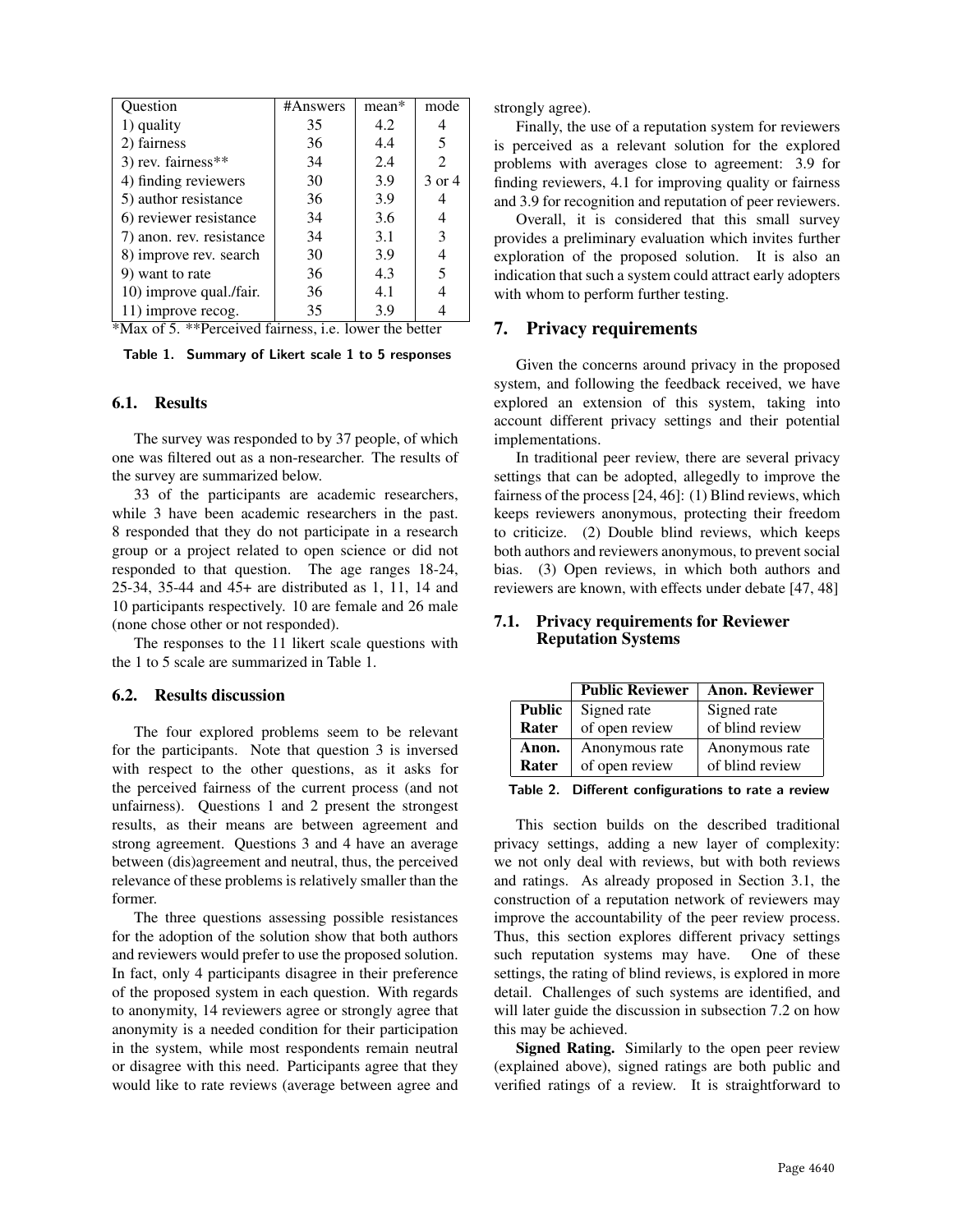| Question | #Answers | mean* | mode |
| --- | --- | --- | --- |
| 1) quality | 35 | 4.2 | 4 |
| 2) fairness | 36 | 4.4 | 5 |
| 3) rev. fairness** | 34 | 2.4 | 2 |
| 4) finding reviewers | 30 | 3.9 | 3 or 4 |
| 5) author resistance | 36 | 3.9 | 4 |
| 6) reviewer resistance | 34 | 3.6 | 4 |
| 7) anon. rev. resistance | 34 | 3.1 | 3 |
| 8) improve rev. search | 30 | 3.9 | 4 |
| 9) want to rate | 36 | 4.3 | 5 |
| 10) improve qual./fair. | 36 | 4.1 | 4 |
| 11) improve recog. | 35 | 3.9 | 4 |

*Max of 5. **Perceived fairness, i.e. lower the better

Table 1. Summary of Likert scale 1 to 5 responses

### 6.1. Results

The survey was responded to by 37 people, of which one was filtered out as a non-researcher. The results of the survey are summarized below.

33 of the participants are academic researchers, while 3 have been academic researchers in the past. 8 responded that they do not participate in a research group or a project related to open science or did not responded to that question. The age ranges 18-24, 25-34, 35-44 and 45+ are distributed as 1, 11, 14 and 10 participants respectively. 10 are female and 26 male (none chose other or not responded).

The responses to the 11 likert scale questions with the 1 to 5 scale are summarized in Table 1.

### 6.2. Results discussion

The four explored problems seem to be relevant for the participants. Note that question 3 is inversed with respect to the other questions, as it asks for the perceived fairness of the current process (and not unfairness). Questions 1 and 2 present the strongest results, as their means are between agreement and strong agreement. Questions 3 and 4 have an average between (dis)agreement and neutral, thus, the perceived relevance of these problems is relatively smaller than the former.

The three questions assessing possible resistances for the adoption of the solution show that both authors and reviewers would prefer to use the proposed solution. In fact, only 4 participants disagree in their preference of the proposed system in each question. With regards to anonymity, 14 reviewers agree or strongly agree that anonymity is a needed condition for their participation in the system, while most respondents remain neutral or disagree with this need. Participants agree that they would like to rate reviews (average between agree and strongly agree).

Finally, the use of a reputation system for reviewers is perceived as a relevant solution for the explored problems with averages close to agreement: 3.9 for finding reviewers, 4.1 for improving quality or fairness and 3.9 for recognition and reputation of peer reviewers.

Overall, it is considered that this small survey provides a preliminary evaluation which invites further exploration of the proposed solution. It is also an indication that such a system could attract early adopters with whom to perform further testing.

## 7. Privacy requirements

Given the concerns around privacy in the proposed system, and following the feedback received, we have explored an extension of this system, taking into account different privacy settings and their potential implementations.

In traditional peer review, there are several privacy settings that can be adopted, allegedly to improve the fairness of the process [24, 46]: (1) Blind reviews, which keeps reviewers anonymous, protecting their freedom to criticize. (2) Double blind reviews, which keeps both authors and reviewers anonymous, to prevent social bias. (3) Open reviews, in which both authors and reviewers are known, with effects under debate [47, 48]

### 7.1. Privacy requirements for Reviewer Reputation Systems

| | **Public Reviewer** | **Anon. Reviewer** |
| --- | --- | --- |
| **Public Rater** | Signed rate of open review | Signed rate of blind review |
| **Anon. Rater** | Anonymous rate of open review | Anonymous rate of blind review |

Table 2. Different configurations to rate a review

This section builds on the described traditional privacy settings, adding a new layer of complexity: we not only deal with reviews, but with both reviews and ratings. As already proposed in Section 3.1, the construction of a reputation network of reviewers may improve the accountability of the peer review process. Thus, this section explores different privacy settings such reputation systems may have. One of these settings, the rating of blind reviews, is explored in more detail. Challenges of such systems are identified, and will later guide the discussion in subsection 7.2 on how this may be achieved.

**Signed Rating.** Similarly to the open peer review (explained above), signed ratings are both public and verified ratings of a review. It is straightforward to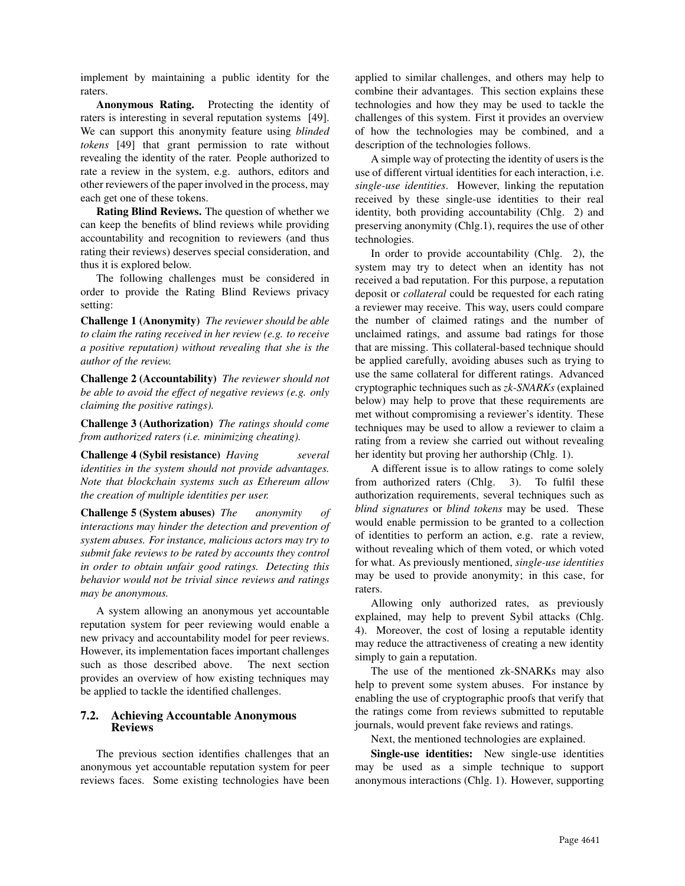implement by maintaining a public identity for the raters.

**Anonymous Rating.** Protecting the identity of raters is interesting in several reputation systems [49]. We can support this anonymity feature using *blinded tokens* [49] that grant permission to rate without revealing the identity of the rater. People authorized to rate a review in the system, e.g. authors, editors and other reviewers of the paper involved in the process, may each get one of these tokens.

**Rating Blind Reviews.** The question of whether we can keep the benefits of blind reviews while providing accountability and recognition to reviewers (and thus rating their reviews) deserves special consideration, and thus it is explored below.

The following challenges must be considered in order to provide the Rating Blind Reviews privacy setting:

**Challenge 1 (Anonymity)** *The reviewer should be able to claim the rating received in her review (e.g. to receive a positive reputation) without revealing that she is the author of the review.*

**Challenge 2 (Accountability)** *The reviewer should not be able to avoid the effect of negative reviews (e.g. only claiming the positive ratings).*

**Challenge 3 (Authorization)** *The ratings should come from authorized raters (i.e. minimizing cheating).*

**Challenge 4 (Sybil resistance)** *Having several identities in the system should not provide advantages. Note that blockchain systems such as Ethereum allow the creation of multiple identities per user.*

**Challenge 5 (System abuses)** *The anonymity of interactions may hinder the detection and prevention of system abuses. For instance, malicious actors may try to submit fake reviews to be rated by accounts they control in order to obtain unfair good ratings. Detecting this behavior would not be trivial since reviews and ratings may be anonymous.*

A system allowing an anonymous yet accountable reputation system for peer reviewing would enable a new privacy and accountability model for peer reviews. However, its implementation faces important challenges such as those described above. The next section provides an overview of how existing techniques may be applied to tackle the identified challenges.

### 7.2. Achieving Accountable Anonymous Reviews

The previous section identifies challenges that an anonymous yet accountable reputation system for peer reviews faces. Some existing technologies have been applied to similar challenges, and others may help to combine their advantages. This section explains these technologies and how they may be used to tackle the challenges of this system. First it provides an overview of how the technologies may be combined, and a description of the technologies follows.

A simple way of protecting the identity of users is the use of different virtual identities for each interaction, i.e. *single-use identities*. However, linking the reputation received by these single-use identities to their real identity, both providing accountability (Chlg. 2) and preserving anonymity (Chlg.1), requires the use of other technologies.

In order to provide accountability (Chlg. 2), the system may try to detect when an identity has not received a bad reputation. For this purpose, a reputation deposit or *collateral* could be requested for each rating a reviewer may receive. This way, users could compare the number of claimed ratings and the number of unclaimed ratings, and assume bad ratings for those that are missing. This collateral-based technique should be applied carefully, avoiding abuses such as trying to use the same collateral for different ratings. Advanced cryptographic techniques such as *zk-SNARKs* (explained below) may help to prove that these requirements are met without compromising a reviewer's identity. These techniques may be used to allow a reviewer to claim a rating from a review she carried out without revealing her identity but proving her authorship (Chlg. 1).

A different issue is to allow ratings to come solely from authorized raters (Chlg. 3). To fulfil these authorization requirements, several techniques such as *blind signatures* or *blind tokens* may be used. These would enable permission to be granted to a collection of identities to perform an action, e.g. rate a review, without revealing which of them voted, or which voted for what. As previously mentioned, *single-use identities* may be used to provide anonymity; in this case, for raters.

Allowing only authorized rates, as previously explained, may help to prevent Sybil attacks (Chlg. 4). Moreover, the cost of losing a reputable identity may reduce the attractiveness of creating a new identity simply to gain a reputation.

The use of the mentioned zk-SNARKs may also help to prevent some system abuses. For instance by enabling the use of cryptographic proofs that verify that the ratings come from reviews submitted to reputable journals, would prevent fake reviews and ratings.

Next, the mentioned technologies are explained.

**Single-use identities:** New single-use identities may be used as a simple technique to support anonymous interactions (Chlg. 1). However, supporting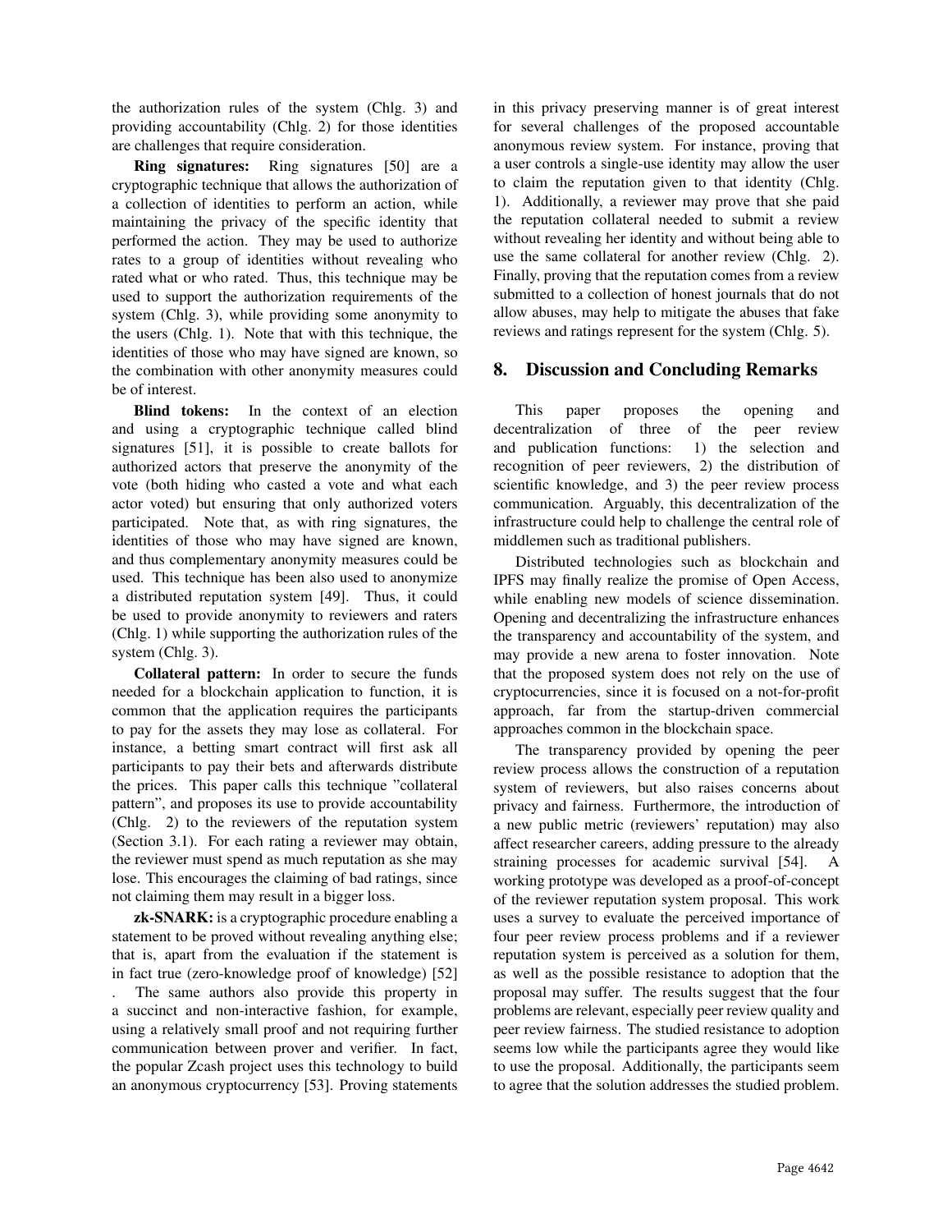the authorization rules of the system (Chlg. 3) and providing accountability (Chlg. 2) for those identities are challenges that require consideration.

**Ring signatures:** Ring signatures [50] are a cryptographic technique that allows the authorization of a collection of identities to perform an action, while maintaining the privacy of the specific identity that performed the action. They may be used to authorize rates to a group of identities without revealing who rated what or who rated. Thus, this technique may be used to support the authorization requirements of the system (Chlg. 3), while providing some anonymity to the users (Chlg. 1). Note that with this technique, the identities of those who may have signed are known, so the combination with other anonymity measures could be of interest.

**Blind tokens:** In the context of an election and using a cryptographic technique called blind signatures [51], it is possible to create ballots for authorized actors that preserve the anonymity of the vote (both hiding who casted a vote and what each actor voted) but ensuring that only authorized voters participated. Note that, as with ring signatures, the identities of those who may have signed are known, and thus complementary anonymity measures could be used. This technique has been also used to anonymize a distributed reputation system [49]. Thus, it could be used to provide anonymity to reviewers and raters (Chlg. 1) while supporting the authorization rules of the system (Chlg. 3).

**Collateral pattern:** In order to secure the funds needed for a blockchain application to function, it is common that the application requires the participants to pay for the assets they may lose as collateral. For instance, a betting smart contract will first ask all participants to pay their bets and afterwards distribute the prices. This paper calls this technique "collateral pattern", and proposes its use to provide accountability (Chlg. 2) to the reviewers of the reputation system (Section 3.1). For each rating a reviewer may obtain, the reviewer must spend as much reputation as she may lose. This encourages the claiming of bad ratings, since not claiming them may result in a bigger loss.

**zk-SNARK:** is a cryptographic procedure enabling a statement to be proved without revealing anything else; that is, apart from the evaluation if the statement is in fact true (zero-knowledge proof of knowledge) [52] . The same authors also provide this property in a succinct and non-interactive fashion, for example, using a relatively small proof and not requiring further communication between prover and verifier. In fact, the popular Zcash project uses this technology to build an anonymous cryptocurrency [53]. Proving statements in this privacy preserving manner is of great interest for several challenges of the proposed accountable anonymous review system. For instance, proving that a user controls a single-use identity may allow the user to claim the reputation given to that identity (Chlg. 1). Additionally, a reviewer may prove that she paid the reputation collateral needed to submit a review without revealing her identity and without being able to use the same collateral for another review (Chlg. 2). Finally, proving that the reputation comes from a review submitted to a collection of honest journals that do not allow abuses, may help to mitigate the abuses that fake reviews and ratings represent for the system (Chlg. 5).

## 8. Discussion and Concluding Remarks

This paper proposes the opening and decentralization of three of the peer review and publication functions: 1) the selection and recognition of peer reviewers, 2) the distribution of scientific knowledge, and 3) the peer review process communication. Arguably, this decentralization of the infrastructure could help to challenge the central role of middlemen such as traditional publishers.

Distributed technologies such as blockchain and IPFS may finally realize the promise of Open Access, while enabling new models of science dissemination. Opening and decentralizing the infrastructure enhances the transparency and accountability of the system, and may provide a new arena to foster innovation. Note that the proposed system does not rely on the use of cryptocurrencies, since it is focused on a not-for-profit approach, far from the startup-driven commercial approaches common in the blockchain space.

The transparency provided by opening the peer review process allows the construction of a reputation system of reviewers, but also raises concerns about privacy and fairness. Furthermore, the introduction of a new public metric (reviewers' reputation) may also affect researcher careers, adding pressure to the already straining processes for academic survival [54]. A working prototype was developed as a proof-of-concept of the reviewer reputation system proposal. This work uses a survey to evaluate the perceived importance of four peer review process problems and if a reviewer reputation system is perceived as a solution for them, as well as the possible resistance to adoption that the proposal may suffer. The results suggest that the four problems are relevant, especially peer review quality and peer review fairness. The studied resistance to adoption seems low while the participants agree they would like to use the proposal. Additionally, the participants seem to agree that the solution addresses the studied problem.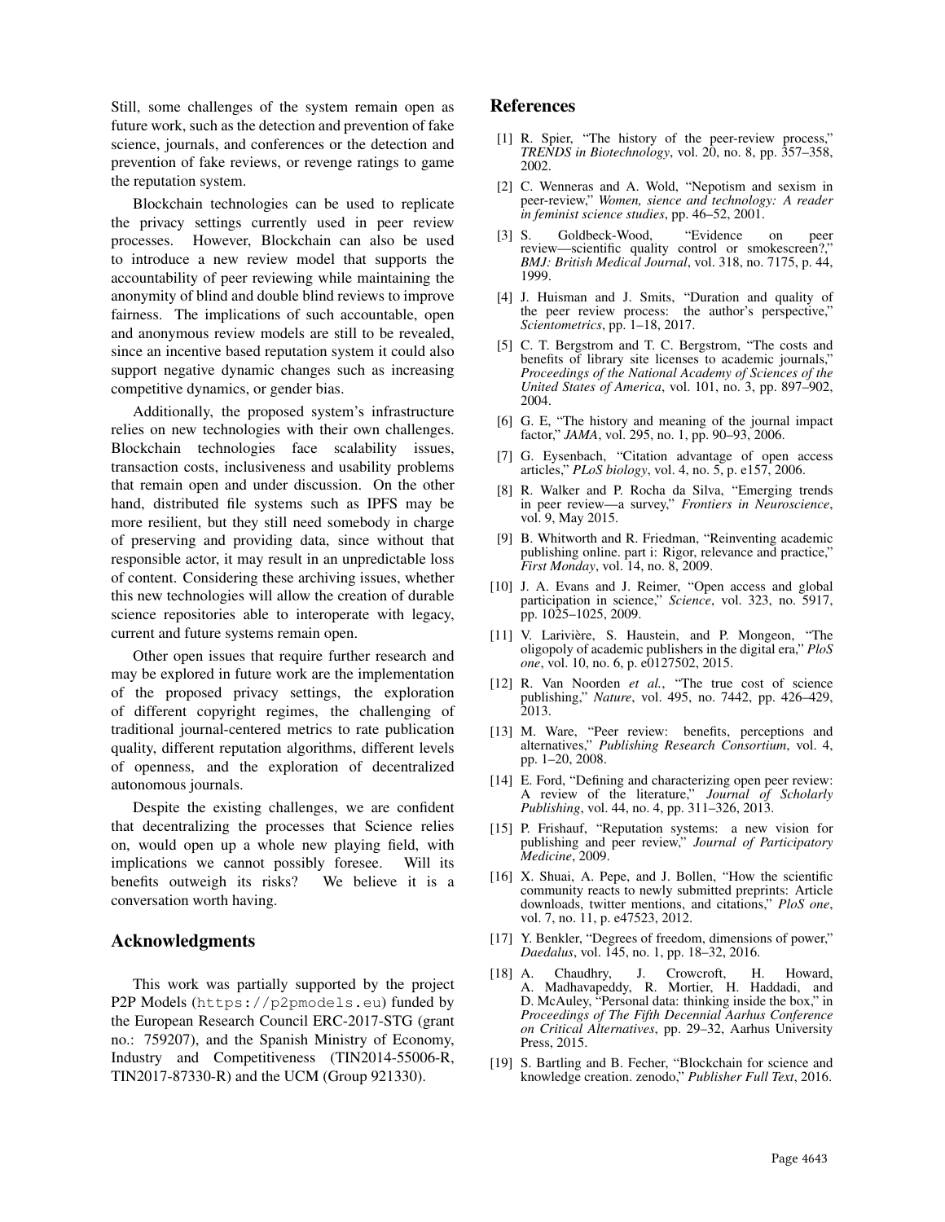Still, some challenges of the system remain open as future work, such as the detection and prevention of fake science, journals, and conferences or the detection and prevention of fake reviews, or revenge ratings to game the reputation system.

Blockchain technologies can be used to replicate the privacy settings currently used in peer review processes. However, Blockchain can also be used to introduce a new review model that supports the accountability of peer reviewing while maintaining the anonymity of blind and double blind reviews to improve fairness. The implications of such accountable, open and anonymous review models are still to be revealed, since an incentive based reputation system it could also support negative dynamic changes such as increasing competitive dynamics, or gender bias.

Additionally, the proposed system's infrastructure relies on new technologies with their own challenges. Blockchain technologies face scalability issues, transaction costs, inclusiveness and usability problems that remain open and under discussion. On the other hand, distributed file systems such as IPFS may be more resilient, but they still need somebody in charge of preserving and providing data, since without that responsible actor, it may result in an unpredictable loss of content. Considering these archiving issues, whether this new technologies will allow the creation of durable science repositories able to interoperate with legacy, current and future systems remain open.

Other open issues that require further research and may be explored in future work are the implementation of the proposed privacy settings, the exploration of different copyright regimes, the challenging of traditional journal-centered metrics to rate publication quality, different reputation algorithms, different levels of openness, and the exploration of decentralized autonomous journals.

Despite the existing challenges, we are confident that decentralizing the processes that Science relies on, would open up a whole new playing field, with implications we cannot possibly foresee. Will its benefits outweigh its risks? We believe it is a conversation worth having.

## Acknowledgments

This work was partially supported by the project P2P Models (`https://p2pmodels.eu`) funded by the European Research Council ERC-2017-STG (grant no.: 759207), and the Spanish Ministry of Economy, Industry and Competitiveness (TIN2014-55006-R, TIN2017-87330-R) and the UCM (Group 921330).

## References

[1] R. Spier, "The history of the peer-review process," *TRENDS in Biotechnology*, vol. 20, no. 8, pp. 357–358, 2002.

[2] C. Wenneras and A. Wold, "Nepotism and sexism in peer-review," *Women, sience and technology: A reader in feminist science studies*, pp. 46–52, 2001.

[3] S. Goldbeck-Wood, "Evidence on peer review—scientific quality control or smokescreen?," *BMJ: British Medical Journal*, vol. 318, no. 7175, p. 44, 1999.

[4] J. Huisman and J. Smits, "Duration and quality of the peer review process: the author's perspective," *Scientometrics*, pp. 1–18, 2017.

[5] C. T. Bergstrom and T. C. Bergstrom, "The costs and benefits of library site licenses to academic journals," *Proceedings of the National Academy of Sciences of the United States of America*, vol. 101, no. 3, pp. 897–902, 2004.

[6] G. E, "The history and meaning of the journal impact factor," *JAMA*, vol. 295, no. 1, pp. 90–93, 2006.

[7] G. Eysenbach, "Citation advantage of open access articles," *PLoS biology*, vol. 4, no. 5, p. e157, 2006.

[8] R. Walker and P. Rocha da Silva, "Emerging trends in peer review—a survey," *Frontiers in Neuroscience*, vol. 9, May 2015.

[9] B. Whitworth and R. Friedman, "Reinventing academic publishing online. part i: Rigor, relevance and practice," *First Monday*, vol. 14, no. 8, 2009.

[10] J. A. Evans and J. Reimer, "Open access and global participation in science," *Science*, vol. 323, no. 5917, pp. 1025–1025, 2009.

[11] V. Larivière, S. Haustein, and P. Mongeon, "The oligopoly of academic publishers in the digital era," *PloS one*, vol. 10, no. 6, p. e0127502, 2015.

[12] R. Van Noorden *et al.*, "The true cost of science publishing," *Nature*, vol. 495, no. 7442, pp. 426–429, 2013.

[13] M. Ware, "Peer review: benefits, perceptions and alternatives," *Publishing Research Consortium*, vol. 4, pp. 1–20, 2008.

[14] E. Ford, "Defining and characterizing open peer review: A review of the literature," *Journal of Scholarly Publishing*, vol. 44, no. 4, pp. 311–326, 2013.

[15] P. Frishauf, "Reputation systems: a new vision for publishing and peer review," *Journal of Participatory Medicine*, 2009.

[16] X. Shuai, A. Pepe, and J. Bollen, "How the scientific community reacts to newly submitted preprints: Article downloads, twitter mentions, and citations," *PloS one*, vol. 7, no. 11, p. e47523, 2012.

[17] Y. Benkler, "Degrees of freedom, dimensions of power," *Daedalus*, vol. 145, no. 1, pp. 18–32, 2016.

[18] A. Chaudhry, J. Crowcroft, H. Howard, A. Madhavapeddy, R. Mortier, H. Haddadi, and D. McAuley, "Personal data: thinking inside the box," in *Proceedings of The Fifth Decennial Aarhus Conference on Critical Alternatives*, pp. 29–32, Aarhus University Press, 2015.

[19] S. Bartling and B. Fecher, "Blockchain for science and knowledge creation. zenodo," *Publisher Full Text*, 2016.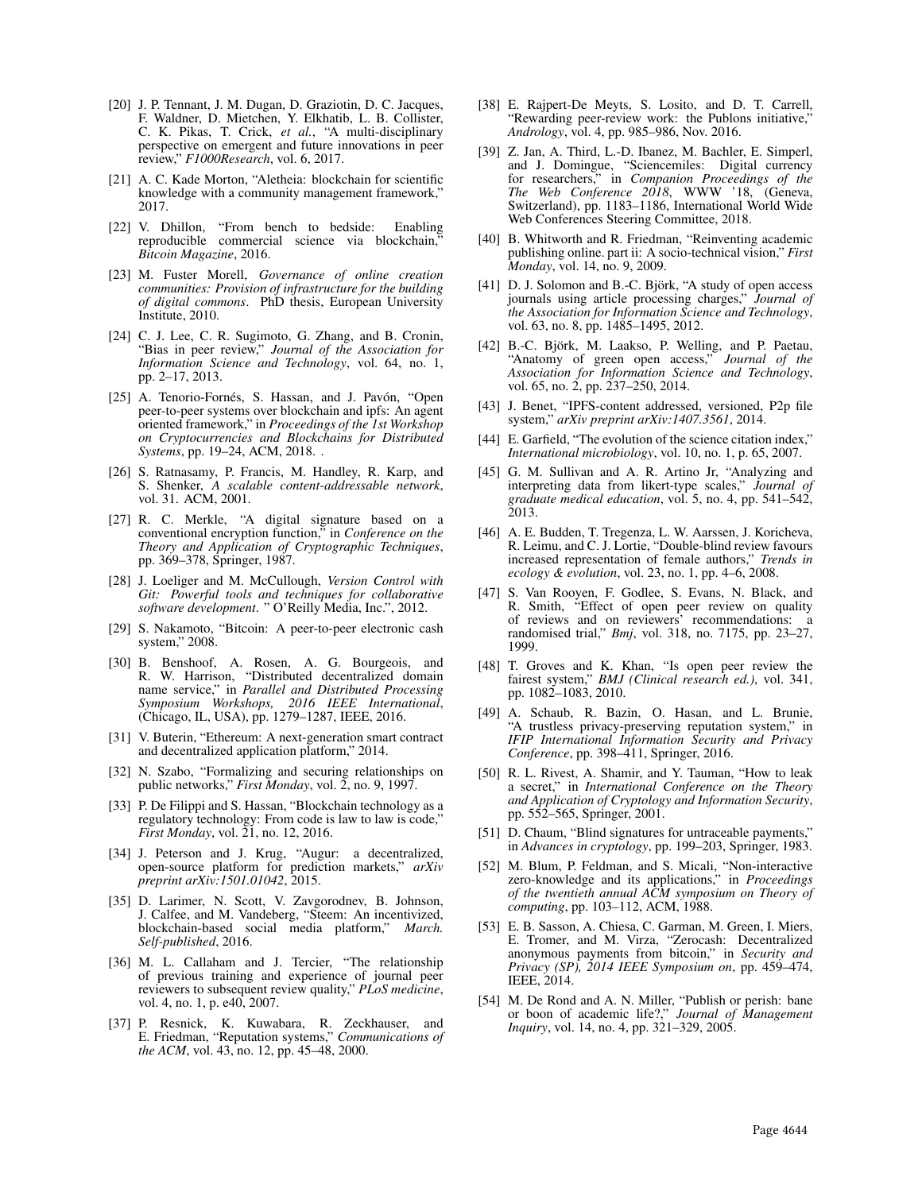[20] J. P. Tennant, J. M. Dugan, D. Graziotin, D. C. Jacques, F. Waldner, D. Mietchen, Y. Elkhatib, L. B. Collister, C. K. Pikas, T. Crick, *et al.*, "A multi-disciplinary perspective on emergent and future innovations in peer review," *F1000Research*, vol. 6, 2017.

[21] A. C. Kade Morton, "Aletheia: blockchain for scientific knowledge with a community management framework," 2017.

[22] V. Dhillon, "From bench to bedside: Enabling reproducible commercial science via blockchain," *Bitcoin Magazine*, 2016.

[23] M. Fuster Morell, *Governance of online creation communities: Provision of infrastructure for the building of digital commons*. PhD thesis, European University Institute, 2010.

[24] C. J. Lee, C. R. Sugimoto, G. Zhang, and B. Cronin, "Bias in peer review," *Journal of the Association for Information Science and Technology*, vol. 64, no. 1, pp. 2–17, 2013.

[25] A. Tenorio-Fornés, S. Hassan, and J. Pavón, "Open peer-to-peer systems over blockchain and ipfs: An agent oriented framework," in *Proceedings of the 1st Workshop on Cryptocurrencies and Blockchains for Distributed Systems*, pp. 19–24, ACM, 2018. .

[26] S. Ratnasamy, P. Francis, M. Handley, R. Karp, and S. Shenker, *A scalable content-addressable network*, vol. 31. ACM, 2001.

[27] R. C. Merkle, "A digital signature based on a conventional encryption function," in *Conference on the Theory and Application of Cryptographic Techniques*, pp. 369–378, Springer, 1987.

[28] J. Loeliger and M. McCullough, *Version Control with Git: Powerful tools and techniques for collaborative software development*. " O'Reilly Media, Inc.", 2012.

[29] S. Nakamoto, "Bitcoin: A peer-to-peer electronic cash system," 2008.

[30] B. Benshoof, A. Rosen, A. G. Bourgeois, and R. W. Harrison, "Distributed decentralized domain name service," in *Parallel and Distributed Processing Symposium Workshops, 2016 IEEE International*, (Chicago, IL, USA), pp. 1279–1287, IEEE, 2016.

[31] V. Buterin, "Ethereum: A next-generation smart contract and decentralized application platform," 2014.

[32] N. Szabo, "Formalizing and securing relationships on public networks," *First Monday*, vol. 2, no. 9, 1997.

[33] P. De Filippi and S. Hassan, "Blockchain technology as a regulatory technology: From code is law to law is code," *First Monday*, vol. 21, no. 12, 2016.

[34] J. Peterson and J. Krug, "Augur: a decentralized, open-source platform for prediction markets," *arXiv preprint arXiv:1501.01042*, 2015.

[35] D. Larimer, N. Scott, V. Zavgorodnev, B. Johnson, J. Calfee, and M. Vandeberg, "Steem: An incentivized, blockchain-based social media platform," *March. Self-published*, 2016.

[36] M. L. Callaham and J. Tercier, "The relationship of previous training and experience of journal peer reviewers to subsequent review quality," *PLoS medicine*, vol. 4, no. 1, p. e40, 2007.

[37] P. Resnick, K. Kuwabara, R. Zeckhauser, and E. Friedman, "Reputation systems," *Communications of the ACM*, vol. 43, no. 12, pp. 45–48, 2000.

[38] E. Rajpert-De Meyts, S. Losito, and D. T. Carrell, "Rewarding peer-review work: the Publons initiative," *Andrology*, vol. 4, pp. 985–986, Nov. 2016.

[39] Z. Jan, A. Third, L.-D. Ibanez, M. Bachler, E. Simperl, and J. Domingue, "Sciencemiles: Digital currency for researchers," in *Companion Proceedings of the The Web Conference 2018*, WWW '18, (Geneva, Switzerland), pp. 1183–1186, International World Wide Web Conferences Steering Committee, 2018.

[40] B. Whitworth and R. Friedman, "Reinventing academic publishing online. part ii: A socio-technical vision," *First Monday*, vol. 14, no. 9, 2009.

[41] D. J. Solomon and B.-C. Björk, "A study of open access journals using article processing charges," *Journal of the Association for Information Science and Technology*, vol. 63, no. 8, pp. 1485–1495, 2012.

[42] B.-C. Björk, M. Laakso, P. Welling, and P. Paetau, "Anatomy of green open access," *Journal of the Association for Information Science and Technology*, vol. 65, no. 2, pp. 237–250, 2014.

[43] J. Benet, "IPFS-content addressed, versioned, P2p file system," *arXiv preprint arXiv:1407.3561*, 2014.

[44] E. Garfield, "The evolution of the science citation index," *International microbiology*, vol. 10, no. 1, p. 65, 2007.

[45] G. M. Sullivan and A. R. Artino Jr, "Analyzing and interpreting data from likert-type scales," *Journal of graduate medical education*, vol. 5, no. 4, pp. 541–542, 2013.

[46] A. E. Budden, T. Tregenza, L. W. Aarssen, J. Koricheva, R. Leimu, and C. J. Lortie, "Double-blind review favours increased representation of female authors," *Trends in ecology & evolution*, vol. 23, no. 1, pp. 4–6, 2008.

[47] S. Van Rooyen, F. Godlee, S. Evans, N. Black, and R. Smith, "Effect of open peer review on quality of reviews and on reviewers' recommendations: a randomised trial," *Bmj*, vol. 318, no. 7175, pp. 23–27, 1999.

[48] T. Groves and K. Khan, "Is open peer review the fairest system," *BMJ (Clinical research ed.)*, vol. 341, pp. 1082–1083, 2010.

[49] A. Schaub, R. Bazin, O. Hasan, and L. Brunie, "A trustless privacy-preserving reputation system," in *IFIP International Information Security and Privacy Conference*, pp. 398–411, Springer, 2016.

[50] R. L. Rivest, A. Shamir, and Y. Tauman, "How to leak a secret," in *International Conference on the Theory and Application of Cryptology and Information Security*, pp. 552–565, Springer, 2001.

[51] D. Chaum, "Blind signatures for untraceable payments," in *Advances in cryptology*, pp. 199–203, Springer, 1983.

[52] M. Blum, P. Feldman, and S. Micali, "Non-interactive zero-knowledge and its applications," in *Proceedings of the twentieth annual ACM symposium on Theory of computing*, pp. 103–112, ACM, 1988.

[53] E. B. Sasson, A. Chiesa, C. Garman, M. Green, I. Miers, E. Tromer, and M. Virza, "Zerocash: Decentralized anonymous payments from bitcoin," in *Security and Privacy (SP), 2014 IEEE Symposium on*, pp. 459–474, IEEE, 2014.

[54] M. De Rond and A. N. Miller, "Publish or perish: bane or boon of academic life?," *Journal of Management Inquiry*, vol. 14, no. 4, pp. 321–329, 2005.